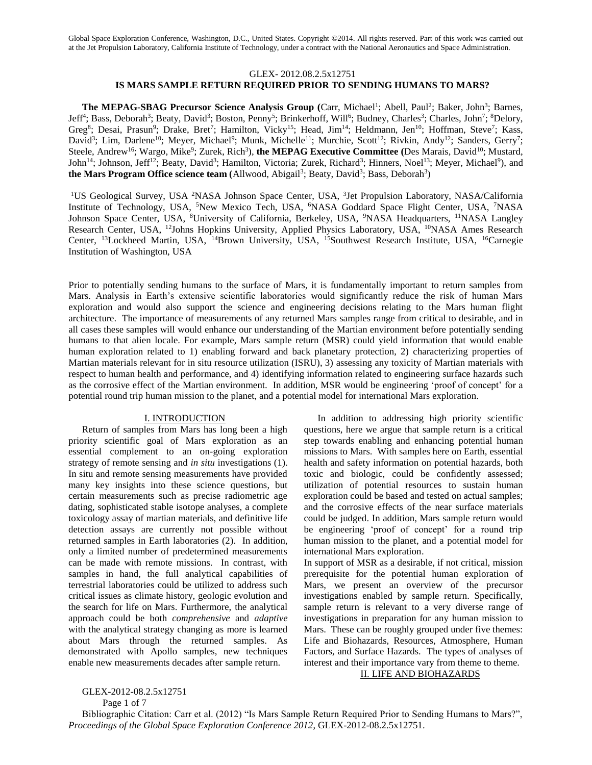Global Space Exploration Conference, Washington, D.C., United States. Copyright ©2014. All rights reserved. Part of this work was carried out at the Jet Propulsion Laboratory, California Institute of Technology, under a contract with the National Aeronautics and Space Administration.

GLEX- 2012.08.2.5x12751

# IS MARS SAMPLE RETURN REQUIRED PRIOR TO SENDING HUMANS TO MARS?

**The MEPAG-SBAG Precursor Science Analysis Group (**Carr, Michael[1]; Abell, Paul[2]; Baker, John[3]; Barnes, Jeff[4]; Bass, Deborah[3]; Beaty, David[3]; Boston, Penny[5]; Brinkerhoff, Will[6]; Budney, Charles[3]; Charles, John[7]; Delory, Greg[8]; Desai, Prasun[9]; Drake, Bret[7]; Hamilton, Vicky[15]; Head, Jim[14]; Heldmann, Jen[10]; Hoffman, Steve[7]; Kass, David[3]; Lim, Darlene[10]; Meyer, Michael[9]; Munk, Michelle[11]; Murchie, Scott[12]; Rivkin, Andy[12]; Sanders, Gerry[7]; Steele, Andrew[16]; Wargo, Mike[9]; Zurek, Rich[3]), **the MEPAG Executive Committee (**Des Marais, David[10]; Mustard, John[14]; Johnson, Jeff[12]; Beaty, David[3]; Hamilton, Victoria; Zurek, Richard[3]; Hinners, Noel[13]; Meyer, Michael[9]), and **the Mars Program Office science team (**Allwood, Abigail[3]; Beaty, David[3]; Bass, Deborah[3])

[1]US Geological Survey, USA [2]NASA Johnson Space Center, USA, [3]Jet Propulsion Laboratory, NASA/California Institute of Technology, USA, [5]New Mexico Tech, USA, [6]NASA Goddard Space Flight Center, USA, [7]NASA Johnson Space Center, USA, [8]University of California, Berkeley, USA, [9]NASA Headquarters, [11]NASA Langley Research Center, USA, [12]Johns Hopkins University, Applied Physics Laboratory, USA, [10]NASA Ames Research Center, [13]Lockheed Martin, USA, [14]Brown University, USA, [15]Southwest Research Institute, USA, [16]Carnegie Institution of Washington, USA

Prior to potentially sending humans to the surface of Mars, it is fundamentally important to return samples from Mars. Analysis in Earth's extensive scientific laboratories would significantly reduce the risk of human Mars exploration and would also support the science and engineering decisions relating to the Mars human flight architecture. The importance of measurements of any returned Mars samples range from critical to desirable, and in all cases these samples will would enhance our understanding of the Martian environment before potentially sending humans to that alien locale. For example, Mars sample return (MSR) could yield information that would enable human exploration related to 1) enabling forward and back planetary protection, 2) characterizing properties of Martian materials relevant for in situ resource utilization (ISRU), 3) assessing any toxicity of Martian materials with respect to human health and performance, and 4) identifying information related to engineering surface hazards such as the corrosive effect of the Martian environment. In addition, MSR would be engineering 'proof of concept' for a potential round trip human mission to the planet, and a potential model for international Mars exploration.

## I. INTRODUCTION

Return of samples from Mars has long been a high priority scientific goal of Mars exploration as an essential complement to an on-going exploration strategy of remote sensing and *in situ* investigations (1). In situ and remote sensing measurements have provided many key insights into these science questions, but certain measurements such as precise radiometric age dating, sophisticated stable isotope analyses, a complete toxicology assay of martian materials, and definitive life detection assays are currently not possible without returned samples in Earth laboratories (2). In addition, only a limited number of predetermined measurements can be made with remote missions. In contrast, with samples in hand, the full analytical capabilities of terrestrial laboratories could be utilized to address such critical issues as climate history, geologic evolution and the search for life on Mars. Furthermore, the analytical approach could be both *comprehensive* and *adaptive* with the analytical strategy changing as more is learned about Mars through the returned samples. As demonstrated with Apollo samples, new techniques enable new measurements decades after sample return.

In addition to addressing high priority scientific questions, here we argue that sample return is a critical step towards enabling and enhancing potential human missions to Mars. With samples here on Earth, essential health and safety information on potential hazards, both toxic and biologic, could be confidently assessed; utilization of potential resources to sustain human exploration could be based and tested on actual samples; and the corrosive effects of the near surface materials could be judged. In addition, Mars sample return would be engineering 'proof of concept' for a round trip human mission to the planet, and a potential model for international Mars exploration.

In support of MSR as a desirable, if not critical, mission prerequisite for the potential human exploration of Mars, we present an overview of the precursor investigations enabled by sample return. Specifically, sample return is relevant to a very diverse range of investigations in preparation for any human mission to Mars. These can be roughly grouped under five themes: Life and Biohazards, Resources, Atmosphere, Human Factors, and Surface Hazards. The types of analyses of interest and their importance vary from theme to theme.

## II. LIFE AND BIOHAZARDS

Bibliographic Citation: Carr et al. (2012) "Is Mars Sample Return Required Prior to Sending Humans to Mars?", *Proceedings of the Global Space Exploration Conference 2012*, GLEX-2012-08.2.5x12751.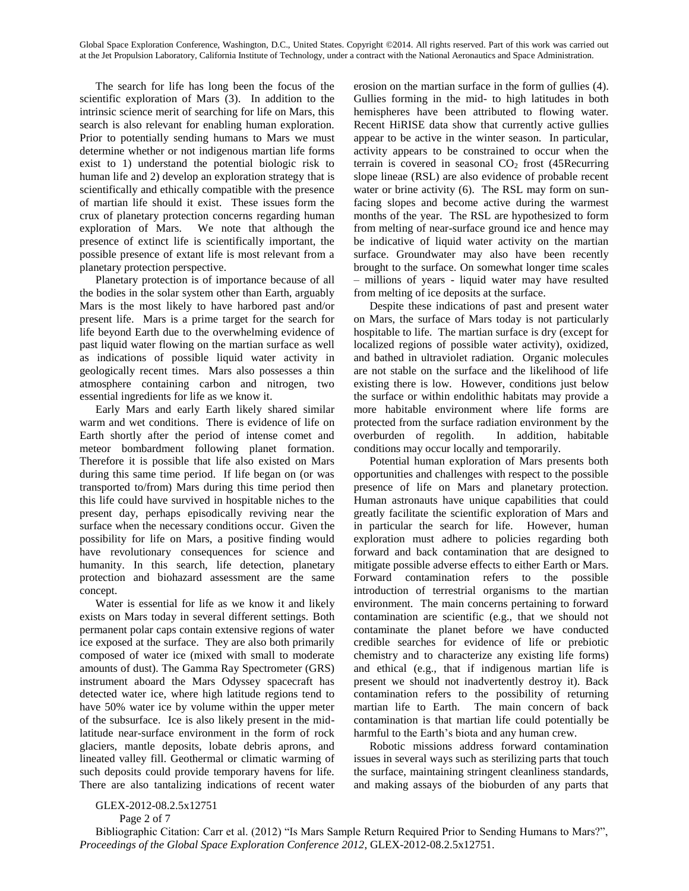The search for life has long been the focus of the scientific exploration of Mars (3). In addition to the intrinsic science merit of searching for life on Mars, this search is also relevant for enabling human exploration. Prior to potentially sending humans to Mars we must determine whether or not indigenous martian life forms exist to 1) understand the potential biologic risk to human life and 2) develop an exploration strategy that is scientifically and ethically compatible with the presence of martian life should it exist. These issues form the crux of planetary protection concerns regarding human exploration of Mars. We note that although the presence of extinct life is scientifically important, the possible presence of extant life is most relevant from a planetary protection perspective.

Planetary protection is of importance because of all the bodies in the solar system other than Earth, arguably Mars is the most likely to have harbored past and/or present life. Mars is a prime target for the search for life beyond Earth due to the overwhelming evidence of past liquid water flowing on the martian surface as well as indications of possible liquid water activity in geologically recent times. Mars also possesses a thin atmosphere containing carbon and nitrogen, two essential ingredients for life as we know it.

Early Mars and early Earth likely shared similar warm and wet conditions. There is evidence of life on Earth shortly after the period of intense comet and meteor bombardment following planet formation. Therefore it is possible that life also existed on Mars during this same time period. If life began on (or was transported to/from) Mars during this time period then this life could have survived in hospitable niches to the present day, perhaps episodically reviving near the surface when the necessary conditions occur. Given the possibility for life on Mars, a positive finding would have revolutionary consequences for science and humanity. In this search, life detection, planetary protection and biohazard assessment are the same concept.

Water is essential for life as we know it and likely exists on Mars today in several different settings. Both permanent polar caps contain extensive regions of water ice exposed at the surface. They are also both primarily composed of water ice (mixed with small to moderate amounts of dust). The Gamma Ray Spectrometer (GRS) instrument aboard the Mars Odyssey spacecraft has detected water ice, where high latitude regions tend to have 50% water ice by volume within the upper meter of the subsurface. Ice is also likely present in the mid-latitude near-surface environment in the form of rock glaciers, mantle deposits, lobate debris aprons, and lineated valley fill. Geothermal or climatic warming of such deposits could provide temporary havens for life. There are also tantalizing indications of recent water erosion on the martian surface in the form of gullies (4). Gullies forming in the mid- to high latitudes in both hemispheres have been attributed to flowing water. Recent HiRISE data show that currently active gullies appear to be active in the winter season. In particular, activity appears to be constrained to occur when the terrain is covered in seasonal $CO_2$ frost (45Recurring slope lineae (RSL) are also evidence of probable recent water or brine activity (6). The RSL may form on sun-facing slopes and become active during the warmest months of the year. The RSL are hypothesized to form from melting of near-surface ground ice and hence may be indicative of liquid water activity on the martian surface. Groundwater may also have been recently brought to the surface. On somewhat longer time scales – millions of years - liquid water may have resulted from melting of ice deposits at the surface.

Despite these indications of past and present water on Mars, the surface of Mars today is not particularly hospitable to life. The martian surface is dry (except for localized regions of possible water activity), oxidized, and bathed in ultraviolet radiation. Organic molecules are not stable on the surface and the likelihood of life existing there is low. However, conditions just below the surface or within endolithic habitats may provide a more habitable environment where life forms are protected from the surface radiation environment by the overburden of regolith. In addition, habitable conditions may occur locally and temporarily.

Potential human exploration of Mars presents both opportunities and challenges with respect to the possible presence of life on Mars and planetary protection. Human astronauts have unique capabilities that could greatly facilitate the scientific exploration of Mars and in particular the search for life. However, human exploration must adhere to policies regarding both forward and back contamination that are designed to mitigate possible adverse effects to either Earth or Mars. Forward contamination refers to the possible introduction of terrestrial organisms to the martian environment. The main concerns pertaining to forward contamination are scientific (e.g., that we should not contaminate the planet before we have conducted credible searches for evidence of life or prebiotic chemistry and to characterize any existing life forms) and ethical (e.g., that if indigenous martian life is present we should not inadvertently destroy it). Back contamination refers to the possibility of returning martian life to Earth. The main concern of back contamination is that martian life could potentially be harmful to the Earth's biota and any human crew.

Robotic missions address forward contamination issues in several ways such as sterilizing parts that touch the surface, maintaining stringent cleanliness standards, and making assays of the bioburden of any parts that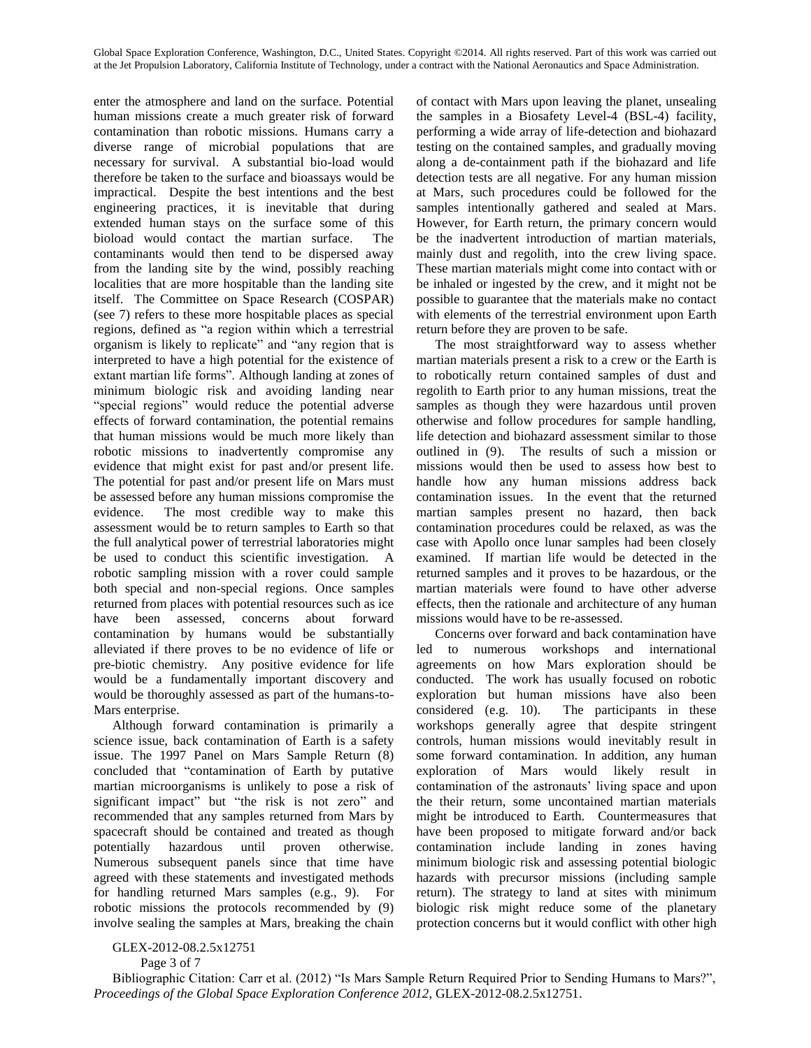enter the atmosphere and land on the surface. Potential human missions create a much greater risk of forward contamination than robotic missions. Humans carry a diverse range of microbial populations that are necessary for survival. A substantial bio-load would therefore be taken to the surface and bioassays would be impractical. Despite the best intentions and the best engineering practices, it is inevitable that during extended human stays on the surface some of this bioload would contact the martian surface. The contaminants would then tend to be dispersed away from the landing site by the wind, possibly reaching localities that are more hospitable than the landing site itself. The Committee on Space Research (COSPAR) (see 7) refers to these more hospitable places as special regions, defined as "a region within which a terrestrial organism is likely to replicate" and "any region that is interpreted to have a high potential for the existence of extant martian life forms". Although landing at zones of minimum biologic risk and avoiding landing near "special regions" would reduce the potential adverse effects of forward contamination, the potential remains that human missions would be much more likely than robotic missions to inadvertently compromise any evidence that might exist for past and/or present life. The potential for past and/or present life on Mars must be assessed before any human missions compromise the evidence. The most credible way to make this assessment would be to return samples to Earth so that the full analytical power of terrestrial laboratories might be used to conduct this scientific investigation. A robotic sampling mission with a rover could sample both special and non-special regions. Once samples returned from places with potential resources such as ice have been assessed, concerns about forward contamination by humans would be substantially alleviated if there proves to be no evidence of life or pre-biotic chemistry. Any positive evidence for life would be a fundamentally important discovery and would be thoroughly assessed as part of the humans-to-Mars enterprise.

Although forward contamination is primarily a science issue, back contamination of Earth is a safety issue. The 1997 Panel on Mars Sample Return (8) concluded that "contamination of Earth by putative martian microorganisms is unlikely to pose a risk of significant impact" but "the risk is not zero" and recommended that any samples returned from Mars by spacecraft should be contained and treated as though potentially hazardous until proven otherwise. Numerous subsequent panels since that time have agreed with these statements and investigated methods for handling returned Mars samples (e.g., 9). For robotic missions the protocols recommended by (9) involve sealing the samples at Mars, breaking the chain of contact with Mars upon leaving the planet, unsealing the samples in a Biosafety Level-4 (BSL-4) facility, performing a wide array of life-detection and biohazard testing on the contained samples, and gradually moving along a de-containment path if the biohazard and life detection tests are all negative. For any human mission at Mars, such procedures could be followed for the samples intentionally gathered and sealed at Mars. However, for Earth return, the primary concern would be the inadvertent introduction of martian materials, mainly dust and regolith, into the crew living space. These martian materials might come into contact with or be inhaled or ingested by the crew, and it might not be possible to guarantee that the materials make no contact with elements of the terrestrial environment upon Earth return before they are proven to be safe.

The most straightforward way to assess whether martian materials present a risk to a crew or the Earth is to robotically return contained samples of dust and regolith to Earth prior to any human missions, treat the samples as though they were hazardous until proven otherwise and follow procedures for sample handling, life detection and biohazard assessment similar to those outlined in (9). The results of such a mission or missions would then be used to assess how best to handle how any human missions address back contamination issues. In the event that the returned martian samples present no hazard, then back contamination procedures could be relaxed, as was the case with Apollo once lunar samples had been closely examined. If martian life would be detected in the returned samples and it proves to be hazardous, or the martian materials were found to have other adverse effects, then the rationale and architecture of any human missions would have to be re-assessed.

Concerns over forward and back contamination have led to numerous workshops and international agreements on how Mars exploration should be conducted. The work has usually focused on robotic exploration but human missions have also been considered (e.g. 10). The participants in these workshops generally agree that despite stringent controls, human missions would inevitably result in some forward contamination. In addition, any human exploration of Mars would likely result in contamination of the astronauts' living space and upon the their return, some uncontained martian materials might be introduced to Earth. Countermeasures that have been proposed to mitigate forward and/or back contamination include landing in zones having minimum biologic risk and assessing potential biologic hazards with precursor missions (including sample return). The strategy to land at sites with minimum biologic risk might reduce some of the planetary protection concerns but it would conflict with other high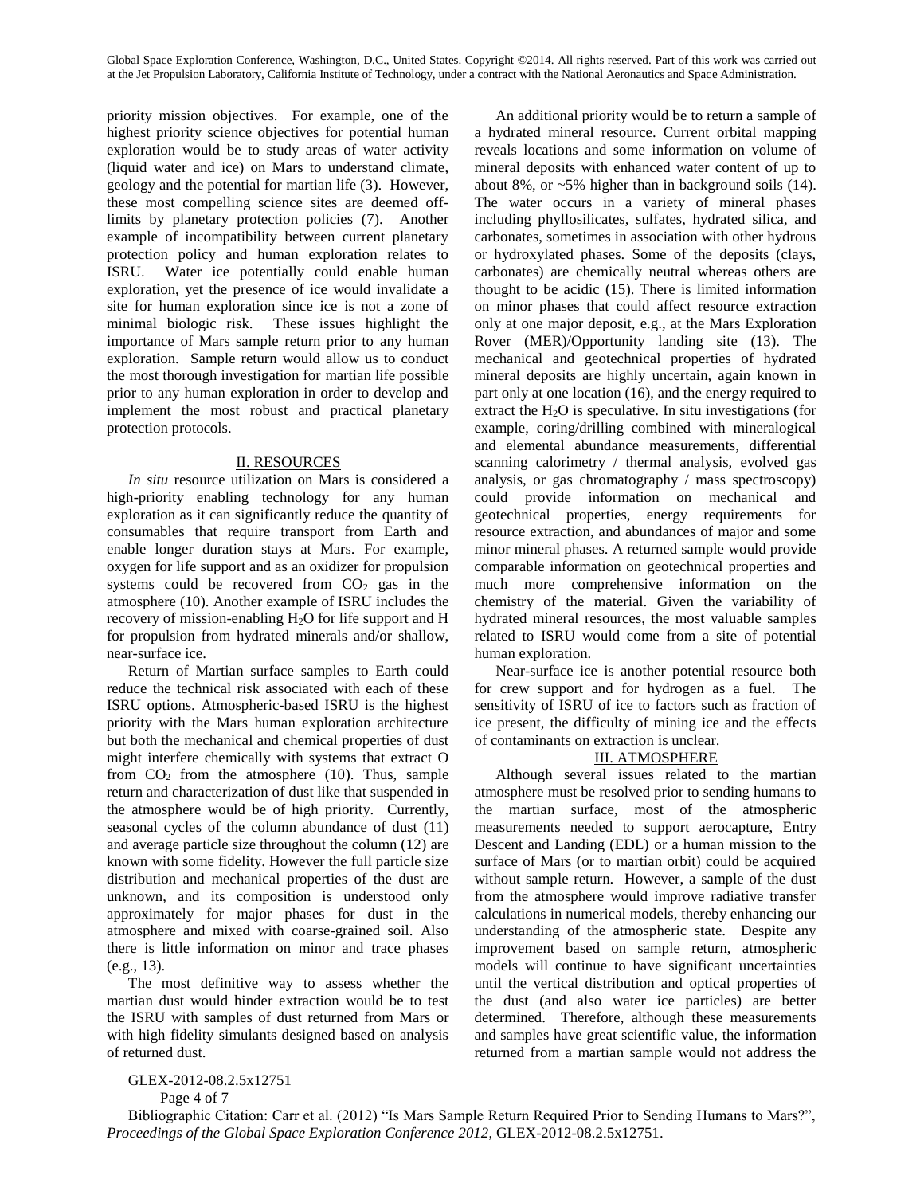priority mission objectives. For example, one of the highest priority science objectives for potential human exploration would be to study areas of water activity (liquid water and ice) on Mars to understand climate, geology and the potential for martian life (3). However, these most compelling science sites are deemed off-limits by planetary protection policies (7). Another example of incompatibility between current planetary protection policy and human exploration relates to ISRU. Water ice potentially could enable human exploration, yet the presence of ice would invalidate a site for human exploration since ice is not a zone of minimal biologic risk. These issues highlight the importance of Mars sample return prior to any human exploration. Sample return would allow us to conduct the most thorough investigation for martian life possible prior to any human exploration in order to develop and implement the most robust and practical planetary protection protocols.

## II. RESOURCES

*In situ* resource utilization on Mars is considered a high-priority enabling technology for any human exploration as it can significantly reduce the quantity of consumables that require transport from Earth and enable longer duration stays at Mars. For example, oxygen for life support and as an oxidizer for propulsion systems could be recovered from $CO_2$ gas in the atmosphere (10). Another example of ISRU includes the recovery of mission-enabling $H_2O$ for life support and H for propulsion from hydrated minerals and/or shallow, near-surface ice.

Return of Martian surface samples to Earth could reduce the technical risk associated with each of these ISRU options. Atmospheric-based ISRU is the highest priority with the Mars human exploration architecture but both the mechanical and chemical properties of dust might interfere chemically with systems that extract O from $CO_2$ from the atmosphere (10). Thus, sample return and characterization of dust like that suspended in the atmosphere would be of high priority. Currently, seasonal cycles of the column abundance of dust (11) and average particle size throughout the column (12) are known with some fidelity. However the full particle size distribution and mechanical properties of the dust are unknown, and its composition is understood only approximately for major phases for dust in the atmosphere and mixed with coarse-grained soil. Also there is little information on minor and trace phases (e.g., 13).

The most definitive way to assess whether the martian dust would hinder extraction would be to test the ISRU with samples of dust returned from Mars or with high fidelity simulants designed based on analysis of returned dust.

An additional priority would be to return a sample of a hydrated mineral resource. Current orbital mapping reveals locations and some information on volume of mineral deposits with enhanced water content of up to about 8%, or ~5% higher than in background soils (14). The water occurs in a variety of mineral phases including phyllosilicates, sulfates, hydrated silica, and carbonates, sometimes in association with other hydrous or hydroxylated phases. Some of the deposits (clays, carbonates) are chemically neutral whereas others are thought to be acidic (15). There is limited information on minor phases that could affect resource extraction only at one major deposit, e.g., at the Mars Exploration Rover (MER)/Opportunity landing site (13). The mechanical and geotechnical properties of hydrated mineral deposits are highly uncertain, again known in part only at one location (16), and the energy required to extract the $H_2O$ is speculative. In situ investigations (for example, coring/drilling combined with mineralogical and elemental abundance measurements, differential scanning calorimetry / thermal analysis, evolved gas analysis, or gas chromatography / mass spectroscopy) could provide information on mechanical and geotechnical properties, energy requirements for resource extraction, and abundances of major and some minor mineral phases. A returned sample would provide comparable information on geotechnical properties and much more comprehensive information on the chemistry of the material. Given the variability of hydrated mineral resources, the most valuable samples related to ISRU would come from a site of potential human exploration.

Near-surface ice is another potential resource both for crew support and for hydrogen as a fuel. The sensitivity of ISRU of ice to factors such as fraction of ice present, the difficulty of mining ice and the effects of contaminants on extraction is unclear.

## III. ATMOSPHERE

Although several issues related to the martian atmosphere must be resolved prior to sending humans to the martian surface, most of the atmospheric measurements needed to support aerocapture, Entry Descent and Landing (EDL) or a human mission to the surface of Mars (or to martian orbit) could be acquired without sample return. However, a sample of the dust from the atmosphere would improve radiative transfer calculations in numerical models, thereby enhancing our understanding of the atmospheric state. Despite any improvement based on sample return, atmospheric models will continue to have significant uncertainties until the vertical distribution and optical properties of the dust (and also water ice particles) are better determined. Therefore, although these measurements and samples have great scientific value, the information returned from a martian sample would not address the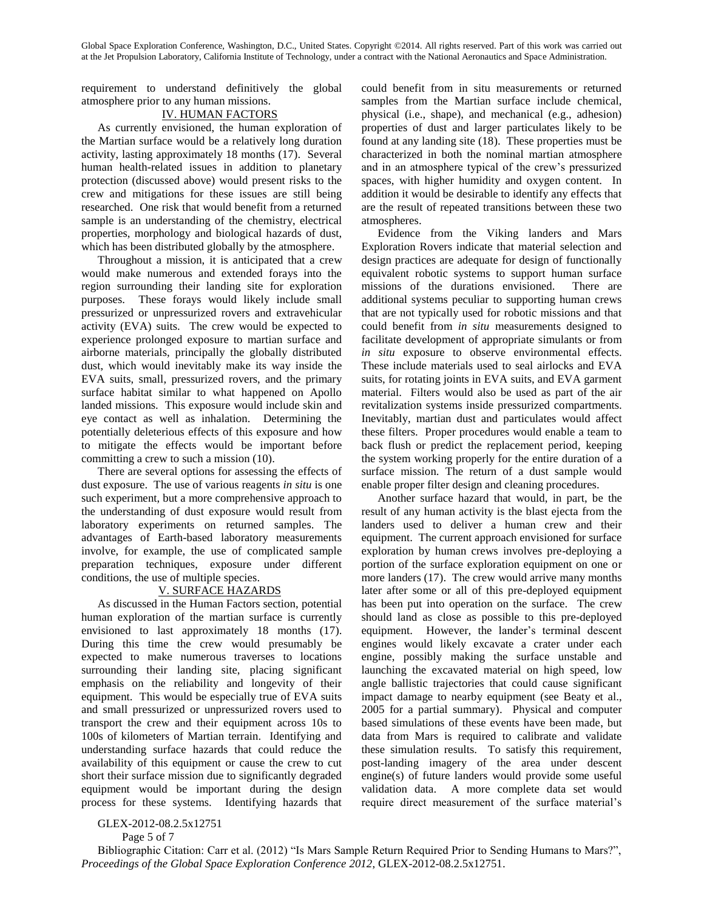requirement to understand definitively the global atmosphere prior to any human missions.

## IV. HUMAN FACTORS

As currently envisioned, the human exploration of the Martian surface would be a relatively long duration activity, lasting approximately 18 months (17). Several human health-related issues in addition to planetary protection (discussed above) would present risks to the crew and mitigations for these issues are still being researched. One risk that would benefit from a returned sample is an understanding of the chemistry, electrical properties, morphology and biological hazards of dust, which has been distributed globally by the atmosphere.

Throughout a mission, it is anticipated that a crew would make numerous and extended forays into the region surrounding their landing site for exploration purposes. These forays would likely include small pressurized or unpressurized rovers and extravehicular activity (EVA) suits. The crew would be expected to experience prolonged exposure to martian surface and airborne materials, principally the globally distributed dust, which would inevitably make its way inside the EVA suits, small, pressurized rovers, and the primary surface habitat similar to what happened on Apollo landed missions. This exposure would include skin and eye contact as well as inhalation. Determining the potentially deleterious effects of this exposure and how to mitigate the effects would be important before committing a crew to such a mission (10).

There are several options for assessing the effects of dust exposure. The use of various reagents *in situ* is one such experiment, but a more comprehensive approach to the understanding of dust exposure would result from laboratory experiments on returned samples. The advantages of Earth-based laboratory measurements involve, for example, the use of complicated sample preparation techniques, exposure under different conditions, the use of multiple species.

## V. SURFACE HAZARDS

As discussed in the Human Factors section, potential human exploration of the martian surface is currently envisioned to last approximately 18 months (17). During this time the crew would presumably be expected to make numerous traverses to locations surrounding their landing site, placing significant emphasis on the reliability and longevity of their equipment. This would be especially true of EVA suits and small pressurized or unpressurized rovers used to transport the crew and their equipment across 10s to 100s of kilometers of Martian terrain. Identifying and understanding surface hazards that could reduce the availability of this equipment or cause the crew to cut short their surface mission due to significantly degraded equipment would be important during the design process for these systems. Identifying hazards that could benefit from in situ measurements or returned samples from the Martian surface include chemical, physical (i.e., shape), and mechanical (e.g., adhesion) properties of dust and larger particulates likely to be found at any landing site (18). These properties must be characterized in both the nominal martian atmosphere and in an atmosphere typical of the crew's pressurized spaces, with higher humidity and oxygen content. In addition it would be desirable to identify any effects that are the result of repeated transitions between these two atmospheres.

Evidence from the Viking landers and Mars Exploration Rovers indicate that material selection and design practices are adequate for design of functionally equivalent robotic systems to support human surface missions of the durations envisioned. There are additional systems peculiar to supporting human crews that are not typically used for robotic missions and that could benefit from *in situ* measurements designed to facilitate development of appropriate simulants or from *in situ* exposure to observe environmental effects. These include materials used to seal airlocks and EVA suits, for rotating joints in EVA suits, and EVA garment material. Filters would also be used as part of the air revitalization systems inside pressurized compartments. Inevitably, martian dust and particulates would affect these filters. Proper procedures would enable a team to back flush or predict the replacement period, keeping the system working properly for the entire duration of a surface mission. The return of a dust sample would enable proper filter design and cleaning procedures.

Another surface hazard that would, in part, be the result of any human activity is the blast ejecta from the landers used to deliver a human crew and their equipment. The current approach envisioned for surface exploration by human crews involves pre-deploying a portion of the surface exploration equipment on one or more landers (17). The crew would arrive many months later after some or all of this pre-deployed equipment has been put into operation on the surface. The crew should land as close as possible to this pre-deployed equipment. However, the lander's terminal descent engines would likely excavate a crater under each engine, possibly making the surface unstable and launching the excavated material on high speed, low angle ballistic trajectories that could cause significant impact damage to nearby equipment (see Beaty et al., 2005 for a partial summary). Physical and computer based simulations of these events have been made, but data from Mars is required to calibrate and validate these simulation results. To satisfy this requirement, post-landing imagery of the area under descent engine(s) of future landers would provide some useful validation data. A more complete data set would require direct measurement of the surface material's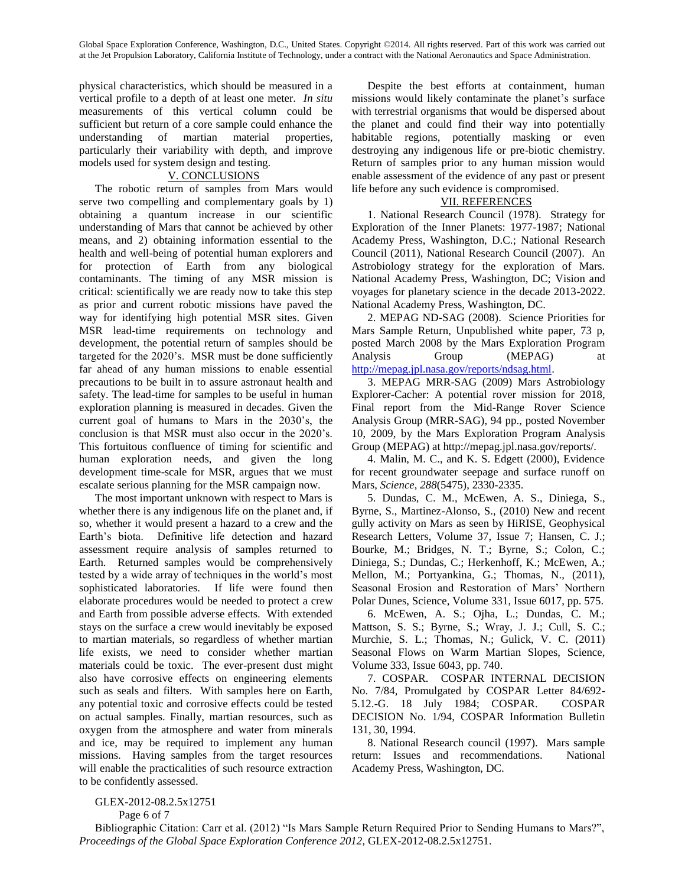physical characteristics, which should be measured in a vertical profile to a depth of at least one meter. *In situ* measurements of this vertical column could be sufficient but return of a core sample could enhance the understanding of martian material properties, particularly their variability with depth, and improve models used for system design and testing.

## V. CONCLUSIONS

The robotic return of samples from Mars would serve two compelling and complementary goals by 1) obtaining a quantum increase in our scientific understanding of Mars that cannot be achieved by other means, and 2) obtaining information essential to the health and well-being of potential human explorers and for protection of Earth from any biological contaminants. The timing of any MSR mission is critical: scientifically we are ready now to take this step as prior and current robotic missions have paved the way for identifying high potential MSR sites. Given MSR lead-time requirements on technology and development, the potential return of samples should be targeted for the 2020's. MSR must be done sufficiently far ahead of any human missions to enable essential precautions to be built in to assure astronaut health and safety. The lead-time for samples to be useful in human exploration planning is measured in decades. Given the current goal of humans to Mars in the 2030's, the conclusion is that MSR must also occur in the 2020's. This fortuitous confluence of timing for scientific and human exploration needs, and given the long development time-scale for MSR, argues that we must escalate serious planning for the MSR campaign now.

The most important unknown with respect to Mars is whether there is any indigenous life on the planet and, if so, whether it would present a hazard to a crew and the Earth's biota. Definitive life detection and hazard assessment require analysis of samples returned to Earth. Returned samples would be comprehensively tested by a wide array of techniques in the world's most sophisticated laboratories. If life were found then elaborate procedures would be needed to protect a crew and Earth from possible adverse effects. With extended stays on the surface a crew would inevitably be exposed to martian materials, so regardless of whether martian life exists, we need to consider whether martian materials could be toxic. The ever-present dust might also have corrosive effects on engineering elements such as seals and filters. With samples here on Earth, any potential toxic and corrosive effects could be tested on actual samples. Finally, martian resources, such as oxygen from the atmosphere and water from minerals and ice, may be required to implement any human missions. Having samples from the target resources will enable the practicalities of such resource extraction to be confidently assessed.

Despite the best efforts at containment, human missions would likely contaminate the planet's surface with terrestrial organisms that would be dispersed about the planet and could find their way into potentially habitable regions, potentially masking or even destroying any indigenous life or pre-biotic chemistry. Return of samples prior to any human mission would enable assessment of the evidence of any past or present life before any such evidence is compromised.

## VII. REFERENCES

1. National Research Council (1978). Strategy for Exploration of the Inner Planets: 1977-1987; National Academy Press, Washington, D.C.; National Research Council (2011), National Research Council (2007). An Astrobiology strategy for the exploration of Mars. National Academy Press, Washington, DC; Vision and voyages for planetary science in the decade 2013-2022. National Academy Press, Washington, DC.

2. MEPAG ND-SAG (2008). Science Priorities for Mars Sample Return, Unpublished white paper, 73 p, posted March 2008 by the Mars Exploration Program Analysis Group (MEPAG) at http://mepag.jpl.nasa.gov/reports/ndsag.html.

3. MEPAG MRR-SAG (2009) Mars Astrobiology Explorer-Cacher: A potential rover mission for 2018, Final report from the Mid-Range Rover Science Analysis Group (MRR-SAG), 94 pp., posted November 10, 2009, by the Mars Exploration Program Analysis Group (MEPAG) at http://mepag.jpl.nasa.gov/reports/.

4. Malin, M. C., and K. S. Edgett (2000), Evidence for recent groundwater seepage and surface runoff on Mars, *Science*, *288*(5475), 2330-2335.

5. Dundas, C. M., McEwen, A. S., Diniega, S., Byrne, S., Martinez-Alonso, S., (2010) New and recent gully activity on Mars as seen by HiRISE, Geophysical Research Letters, Volume 37, Issue 7; Hansen, C. J.; Bourke, M.; Bridges, N. T.; Byrne, S.; Colon, C.; Diniega, S.; Dundas, C.; Herkenhoff, K.; McEwen, A.; Mellon, M.; Portyankina, G.; Thomas, N., (2011), Seasonal Erosion and Restoration of Mars' Northern Polar Dunes, Science, Volume 331, Issue 6017, pp. 575.

6. McEwen, A. S.; Ojha, L.; Dundas, C. M.; Mattson, S. S.; Byrne, S.; Wray, J. J.; Cull, S. C.; Murchie, S. L.; Thomas, N.; Gulick, V. C. (2011) Seasonal Flows on Warm Martian Slopes, Science, Volume 333, Issue 6043, pp. 740.

7. COSPAR. COSPAR INTERNAL DECISION No. 7/84, Promulgated by COSPAR Letter 84/692-5.12.-G. 18 July 1984; COSPAR. COSPAR DECISION No. 1/94, COSPAR Information Bulletin 131, 30, 1994.

8. National Research council (1997). Mars sample return: Issues and recommendations. National Academy Press, Washington, DC.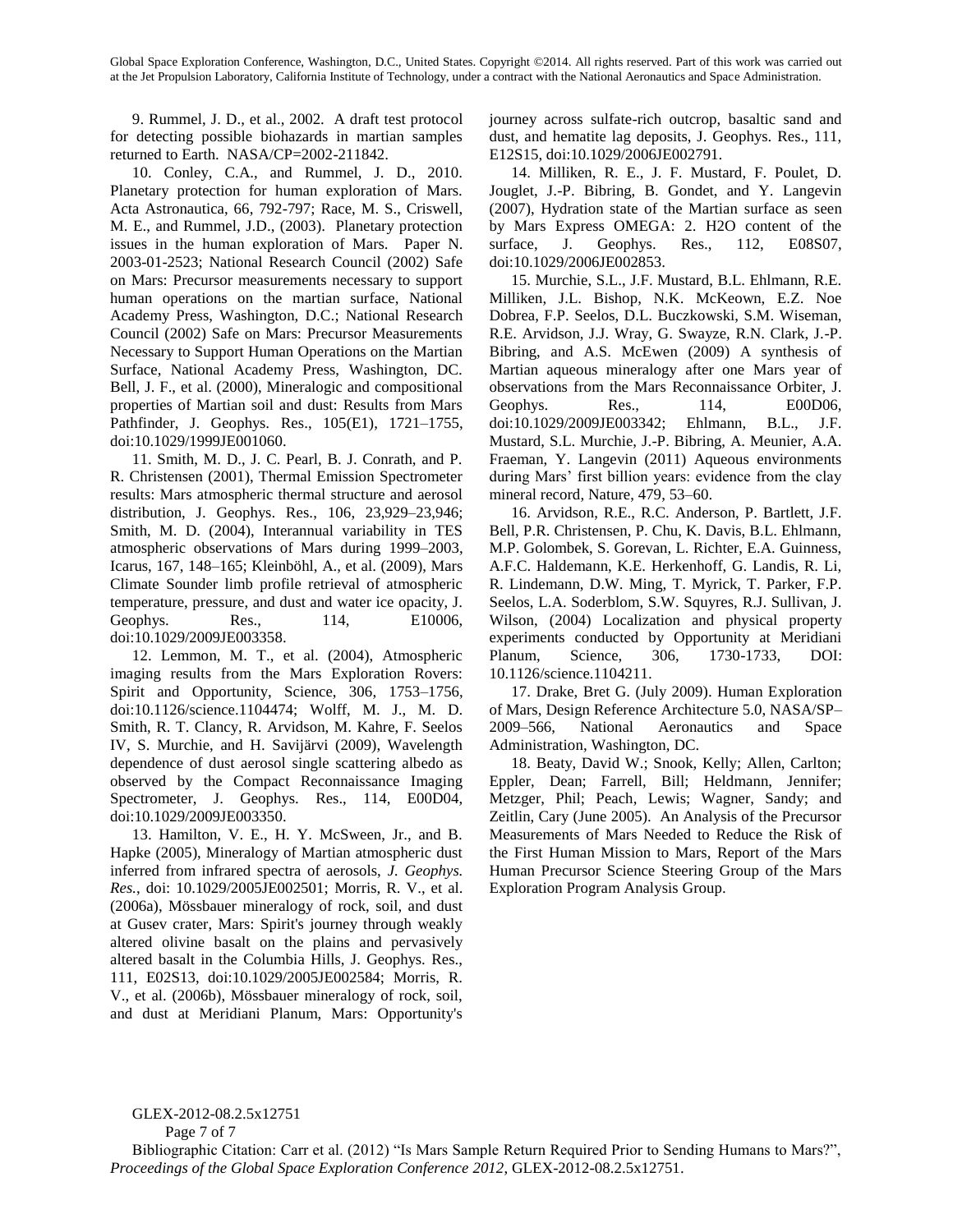9. Rummel, J. D., et al., 2002. A draft test protocol for detecting possible biohazards in martian samples returned to Earth. NASA/CP=2002-211842.

10. Conley, C.A., and Rummel, J. D., 2010. Planetary protection for human exploration of Mars. Acta Astronautica, 66, 792-797; Race, M. S., Criswell, M. E., and Rummel, J.D., (2003). Planetary protection issues in the human exploration of Mars. Paper N. 2003-01-2523; National Research Council (2002) Safe on Mars: Precursor measurements necessary to support human operations on the martian surface, National Academy Press, Washington, D.C.; National Research Council (2002) Safe on Mars: Precursor Measurements Necessary to Support Human Operations on the Martian Surface, National Academy Press, Washington, DC. Bell, J. F., et al. (2000), Mineralogic and compositional properties of Martian soil and dust: Results from Mars Pathfinder, J. Geophys. Res., 105(E1), 1721–1755, doi:10.1029/1999JE001060.

11. Smith, M. D., J. C. Pearl, B. J. Conrath, and P. R. Christensen (2001), Thermal Emission Spectrometer results: Mars atmospheric thermal structure and aerosol distribution, J. Geophys. Res., 106, 23,929–23,946; Smith, M. D. (2004), Interannual variability in TES atmospheric observations of Mars during 1999–2003, Icarus, 167, 148–165; Kleinböhl, A., et al. (2009), Mars Climate Sounder limb profile retrieval of atmospheric temperature, pressure, and dust and water ice opacity, J. Geophys. Res., 114, E10006, doi:10.1029/2009JE003358.

12. Lemmon, M. T., et al. (2004), Atmospheric imaging results from the Mars Exploration Rovers: Spirit and Opportunity, Science, 306, 1753–1756, doi:10.1126/science.1104474; Wolff, M. J., M. D. Smith, R. T. Clancy, R. Arvidson, M. Kahre, F. Seelos IV, S. Murchie, and H. Savijärvi (2009), Wavelength dependence of dust aerosol single scattering albedo as observed by the Compact Reconnaissance Imaging Spectrometer, J. Geophys. Res., 114, E00D04, doi:10.1029/2009JE003350.

13. Hamilton, V. E., H. Y. McSween, Jr., and B. Hapke (2005), Mineralogy of Martian atmospheric dust inferred from infrared spectra of aerosols, *J. Geophys. Res.*, doi: 10.1029/2005JE002501; Morris, R. V., et al. (2006a), Mössbauer mineralogy of rock, soil, and dust at Gusev crater, Mars: Spirit's journey through weakly altered olivine basalt on the plains and pervasively altered basalt in the Columbia Hills, J. Geophys. Res., 111, E02S13, doi:10.1029/2005JE002584; Morris, R. V., et al. (2006b), Mössbauer mineralogy of rock, soil, and dust at Meridiani Planum, Mars: Opportunity's journey across sulfate-rich outcrop, basaltic sand and dust, and hematite lag deposits, J. Geophys. Res., 111, E12S15, doi:10.1029/2006JE002791.

14. Milliken, R. E., J. F. Mustard, F. Poulet, D. Jouglet, J.-P. Bibring, B. Gondet, and Y. Langevin (2007), Hydration state of the Martian surface as seen by Mars Express OMEGA: 2. H2O content of the surface, J. Geophys. Res., 112, E08S07, doi:10.1029/2006JE002853.

15. Murchie, S.L., J.F. Mustard, B.L. Ehlmann, R.E. Milliken, J.L. Bishop, N.K. McKeown, E.Z. Noe Dobrea, F.P. Seelos, D.L. Buczkowski, S.M. Wiseman, R.E. Arvidson, J.J. Wray, G. Swayze, R.N. Clark, J.-P. Bibring, and A.S. McEwen (2009) A synthesis of Martian aqueous mineralogy after one Mars year of observations from the Mars Reconnaissance Orbiter, J. Geophys. Res., 114, E00D06, doi:10.1029/2009JE003342; Ehlmann, B.L., J.F. Mustard, S.L. Murchie, J.-P. Bibring, A. Meunier, A.A. Fraeman, Y. Langevin (2011) Aqueous environments during Mars' first billion years: evidence from the clay mineral record, Nature, 479, 53–60.

16. Arvidson, R.E., R.C. Anderson, P. Bartlett, J.F. Bell, P.R. Christensen, P. Chu, K. Davis, B.L. Ehlmann, M.P. Golombek, S. Gorevan, L. Richter, E.A. Guinness, A.F.C. Haldemann, K.E. Herkenhoff, G. Landis, R. Li, R. Lindemann, D.W. Ming, T. Myrick, T. Parker, F.P. Seelos, L.A. Soderblom, S.W. Squyres, R.J. Sullivan, J. Wilson, (2004) Localization and physical property experiments conducted by Opportunity at Meridiani Planum, Science, 306, 1730-1733, DOI: 10.1126/science.1104211.

17. Drake, Bret G. (July 2009). Human Exploration of Mars, Design Reference Architecture 5.0, NASA/SP–2009–566, National Aeronautics and Space Administration, Washington, DC.

18. Beaty, David W.; Snook, Kelly; Allen, Carlton; Eppler, Dean; Farrell, Bill; Heldmann, Jennifer; Metzger, Phil; Peach, Lewis; Wagner, Sandy; and Zeitlin, Cary (June 2005). An Analysis of the Precursor Measurements of Mars Needed to Reduce the Risk of the First Human Mission to Mars, Report of the Mars Human Precursor Science Steering Group of the Mars Exploration Program Analysis Group.